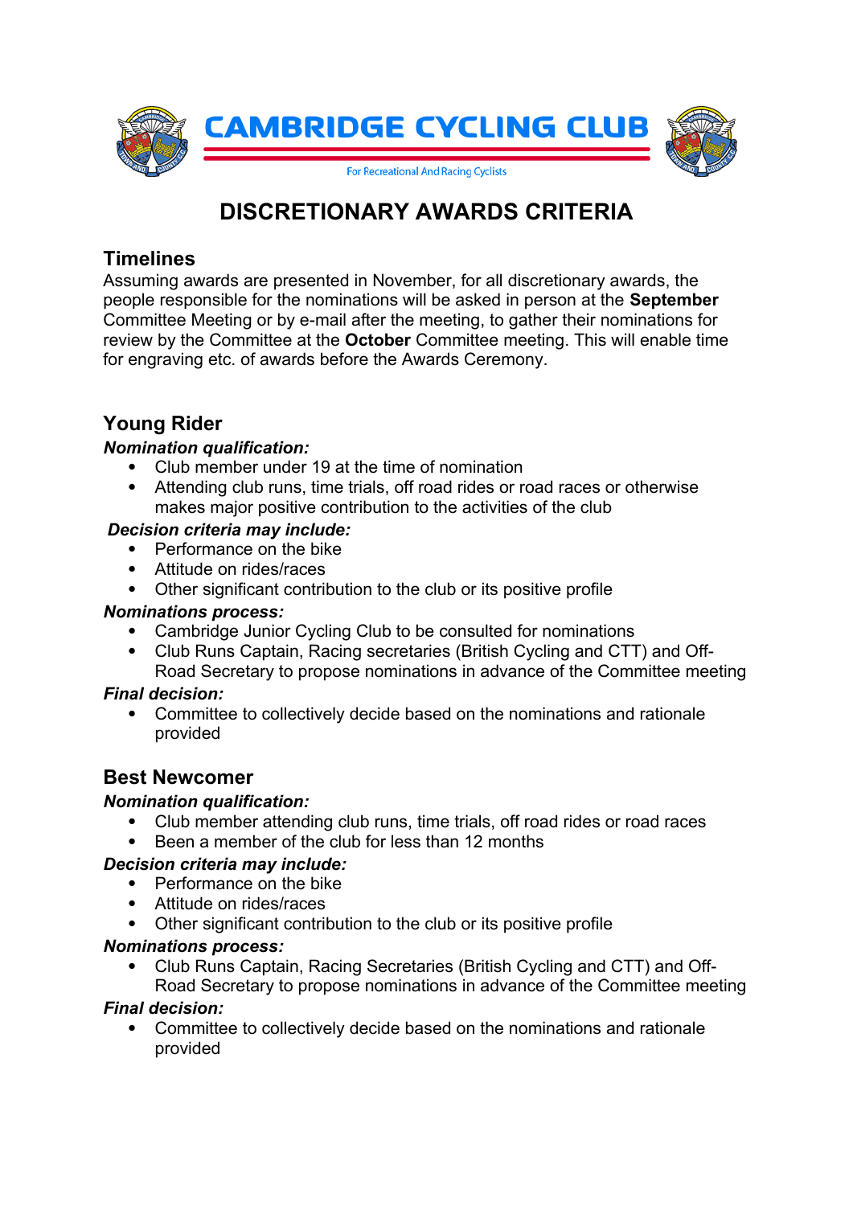# CAMBRIDGE CYCLING CLUB

For Recreational And Racing Cyclists

## DISCRETIONARY AWARDS CRITERIA

### Timelines

Assuming awards are presented in November, for all discretionary awards, the people responsible for the nominations will be asked in person at the **September** Committee Meeting or by e-mail after the meeting, to gather their nominations for review by the Committee at the **October** Committee meeting. This will enable time for engraving etc. of awards before the Awards Ceremony.

### Young Rider

***Nomination qualification:***

- Club member under 19 at the time of nomination
- Attending club runs, time trials, off road rides or road races or otherwise makes major positive contribution to the activities of the club

***Decision criteria may include:***

- Performance on the bike
- Attitude on rides/races
- Other significant contribution to the club or its positive profile

***Nominations process:***

- Cambridge Junior Cycling Club to be consulted for nominations
- Club Runs Captain, Racing secretaries (British Cycling and CTT) and Off-Road Secretary to propose nominations in advance of the Committee meeting

***Final decision:***

- Committee to collectively decide based on the nominations and rationale provided

### Best Newcomer

***Nomination qualification:***

- Club member attending club runs, time trials, off road rides or road races
- Been a member of the club for less than 12 months

***Decision criteria may include:***

- Performance on the bike
- Attitude on rides/races
- Other significant contribution to the club or its positive profile

***Nominations process:***

- Club Runs Captain, Racing Secretaries (British Cycling and CTT) and Off-Road Secretary to propose nominations in advance of the Committee meeting

***Final decision:***

- Committee to collectively decide based on the nominations and rationale provided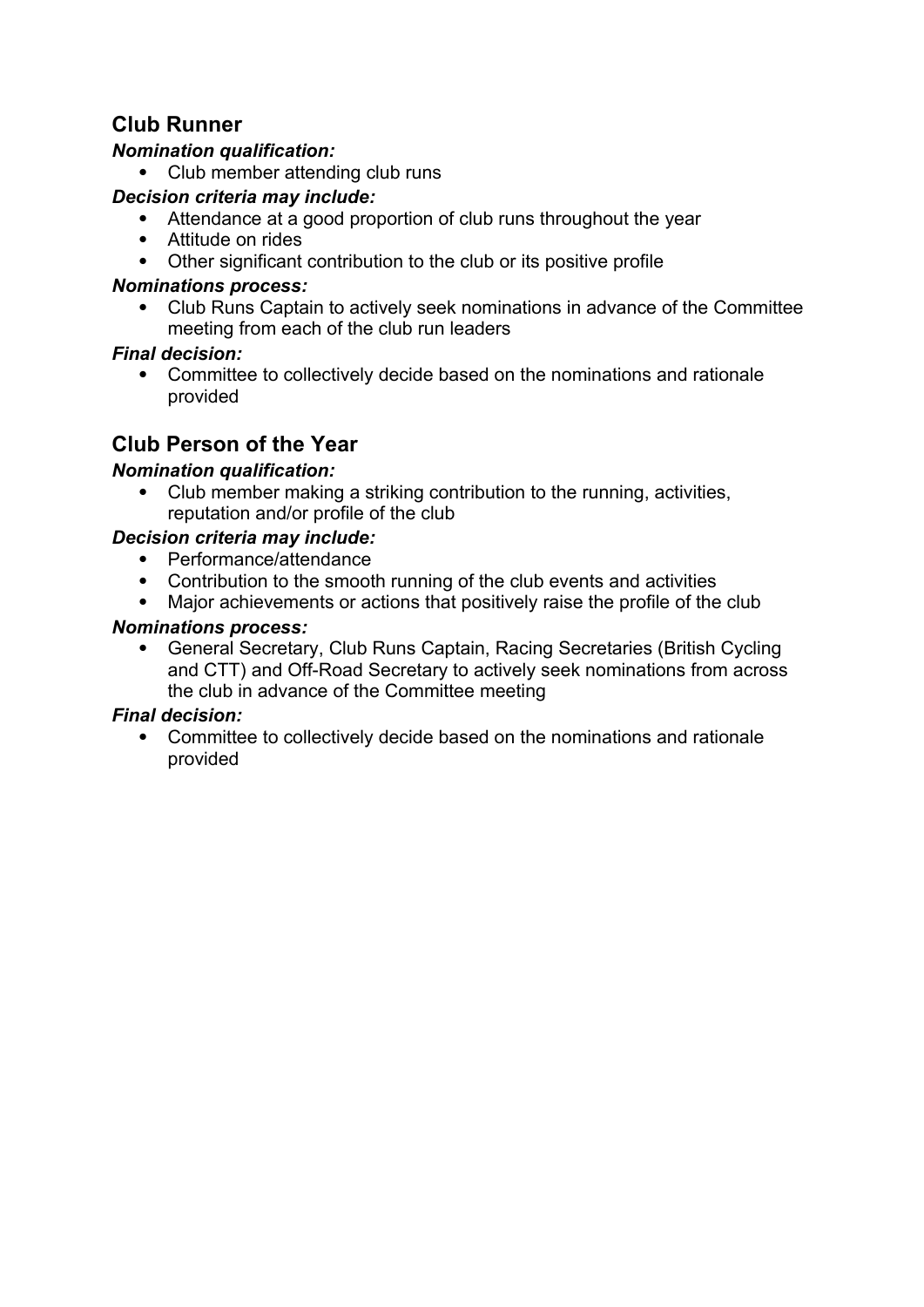## Club Runner

***Nomination qualification:***

- Club member attending club runs

***Decision criteria may include:***

- Attendance at a good proportion of club runs throughout the year
- Attitude on rides
- Other significant contribution to the club or its positive profile

***Nominations process:***

- Club Runs Captain to actively seek nominations in advance of the Committee meeting from each of the club run leaders

***Final decision:***

- Committee to collectively decide based on the nominations and rationale provided

## Club Person of the Year

***Nomination qualification:***

- Club member making a striking contribution to the running, activities, reputation and/or profile of the club

***Decision criteria may include:***

- Performance/attendance
- Contribution to the smooth running of the club events and activities
- Major achievements or actions that positively raise the profile of the club

***Nominations process:***

- General Secretary, Club Runs Captain, Racing Secretaries (British Cycling and CTT) and Off-Road Secretary to actively seek nominations from across the club in advance of the Committee meeting

***Final decision:***

- Committee to collectively decide based on the nominations and rationale provided